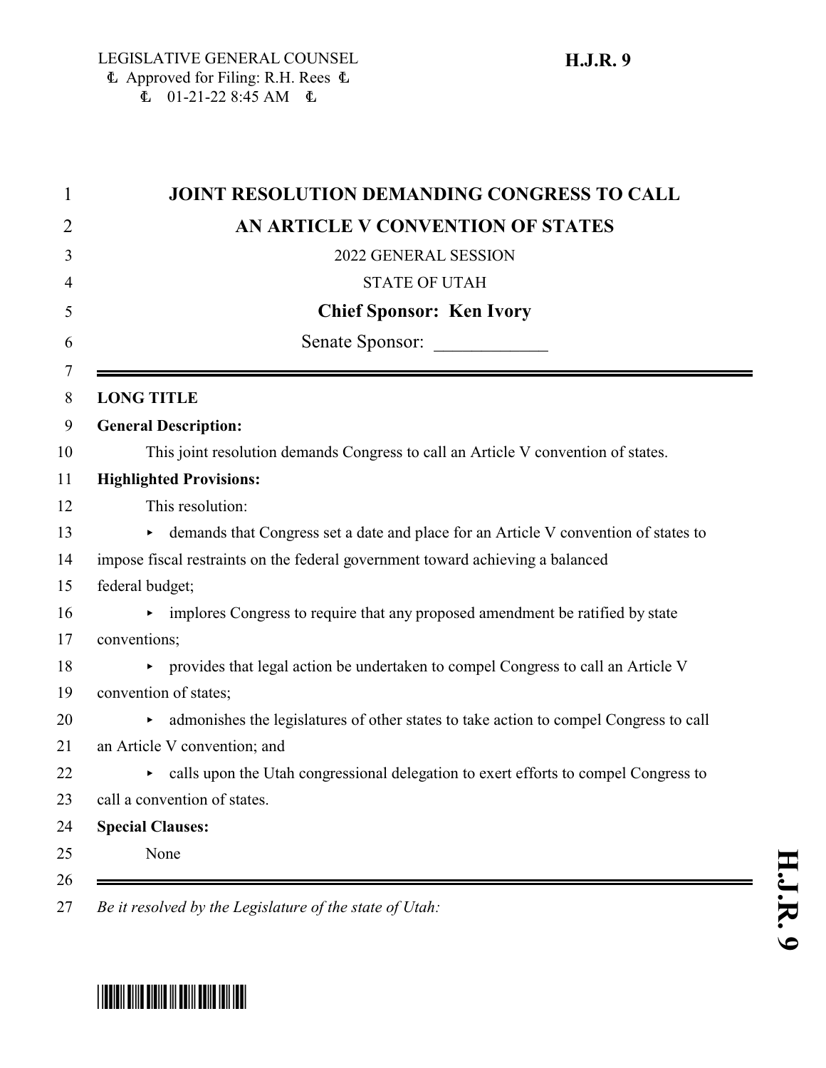LEGISLATIVE GENERAL COUNSEL
Approved for Filing: R.H. Rees
01-21-22 8:45 AM

**H.J.R. 9**

# JOINT RESOLUTION DEMANDING CONGRESS TO CALL AN ARTICLE V CONVENTION OF STATES

2022 GENERAL SESSION

STATE OF UTAH

**Chief Sponsor: Ken Ivory**

Senate Sponsor: ____________

---

**LONG TITLE**

**General Description:**

This joint resolution demands Congress to call an Article V convention of states.

**Highlighted Provisions:**

This resolution:

- demands that Congress set a date and place for an Article V convention of states to impose fiscal restraints on the federal government toward achieving a balanced federal budget;
- implores Congress to require that any proposed amendment be ratified by state conventions;
- provides that legal action be undertaken to compel Congress to call an Article V convention of states;
- admonishes the legislatures of other states to take action to compel Congress to call an Article V convention; and
- calls upon the Utah congressional delegation to exert efforts to compel Congress to call a convention of states.

**Special Clauses:**

None

---

*Be it resolved by the Legislature of the state of Utah:*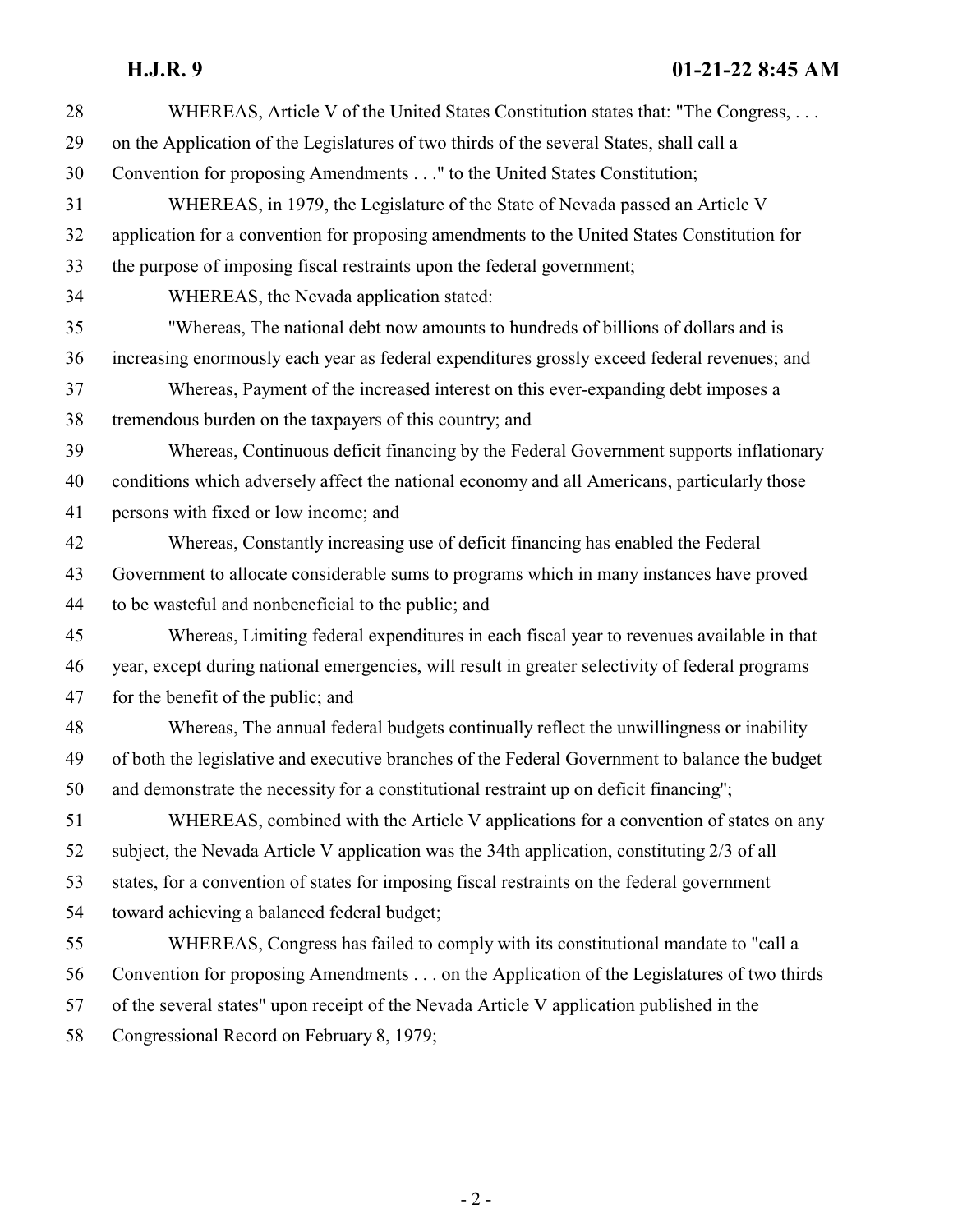WHEREAS, Article V of the United States Constitution states that: "The Congress, . . . on the Application of the Legislatures of two thirds of the several States, shall call a Convention for proposing Amendments . . ." to the United States Constitution;

WHEREAS, in 1979, the Legislature of the State of Nevada passed an Article V application for a convention for proposing amendments to the United States Constitution for the purpose of imposing fiscal restraints upon the federal government;

WHEREAS, the Nevada application stated:

"Whereas, The national debt now amounts to hundreds of billions of dollars and is increasing enormously each year as federal expenditures grossly exceed federal revenues; and

Whereas, Payment of the increased interest on this ever-expanding debt imposes a tremendous burden on the taxpayers of this country; and

Whereas, Continuous deficit financing by the Federal Government supports inflationary conditions which adversely affect the national economy and all Americans, particularly those persons with fixed or low income; and

Whereas, Constantly increasing use of deficit financing has enabled the Federal Government to allocate considerable sums to programs which in many instances have proved to be wasteful and nonbeneficial to the public; and

Whereas, Limiting federal expenditures in each fiscal year to revenues available in that year, except during national emergencies, will result in greater selectivity of federal programs for the benefit of the public; and

Whereas, The annual federal budgets continually reflect the unwillingness or inability of both the legislative and executive branches of the Federal Government to balance the budget and demonstrate the necessity for a constitutional restraint up on deficit financing";

WHEREAS, combined with the Article V applications for a convention of states on any subject, the Nevada Article V application was the 34th application, constituting 2/3 of all states, for a convention of states for imposing fiscal restraints on the federal government toward achieving a balanced federal budget;

WHEREAS, Congress has failed to comply with its constitutional mandate to "call a Convention for proposing Amendments . . . on the Application of the Legislatures of two thirds of the several states" upon receipt of the Nevada Article V application published in the Congressional Record on February 8, 1979;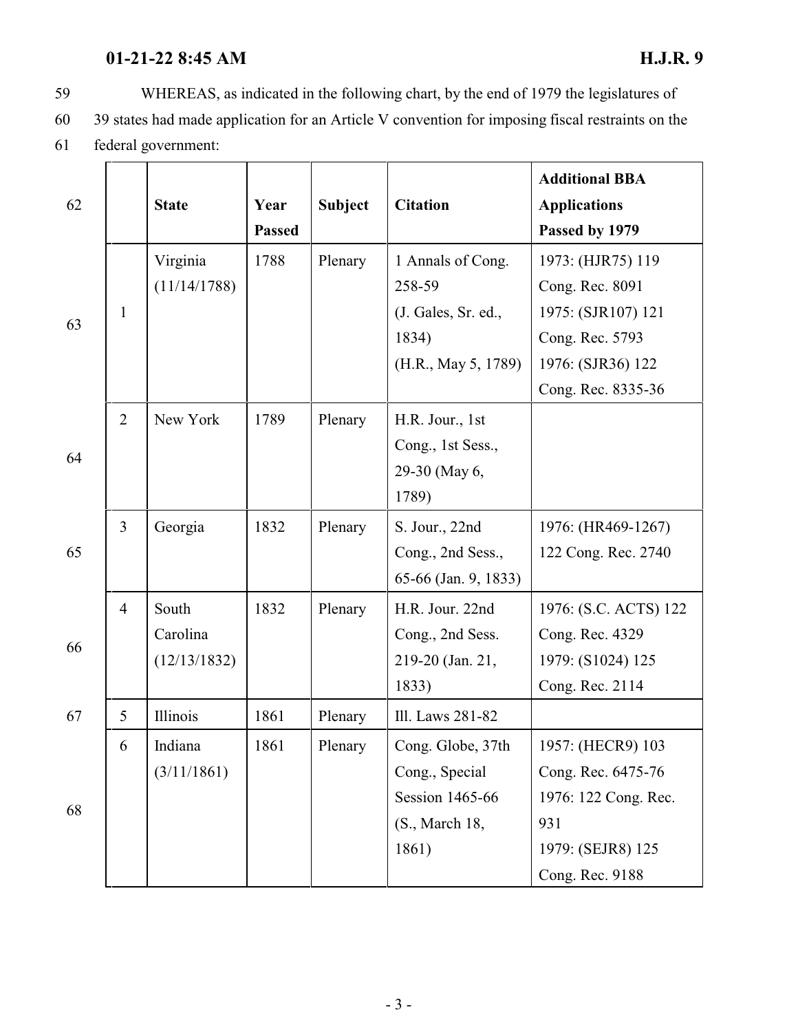WHEREAS, as indicated in the following chart, by the end of 1979 the legislatures of 39 states had made application for an Article V convention for imposing fiscal restraints on the federal government:

| | State | Year Passed | Subject | Citation | Additional BBA Applications Passed by 1979 |
|---|---|---|---|---|---|
| 1 | Virginia (11/14/1788) | 1788 | Plenary | 1 Annals of Cong. 258-59 (J. Gales, Sr. ed., 1834) (H.R., May 5, 1789) | 1973: (HJR75) 119 Cong. Rec. 8091 1975: (SJR107) 121 Cong. Rec. 5793 1976: (SJR36) 122 Cong. Rec. 8335-36 |
| 2 | New York | 1789 | Plenary | H.R. Jour., 1st Cong., 1st Sess., 29-30 (May 6, 1789) | |
| 3 | Georgia | 1832 | Plenary | S. Jour., 22nd Cong., 2nd Sess., 65-66 (Jan. 9, 1833) | 1976: (HR469-1267) 122 Cong. Rec. 2740 |
| 4 | South Carolina (12/13/1832) | 1832 | Plenary | H.R. Jour. 22nd Cong., 2nd Sess. 219-20 (Jan. 21, 1833) | 1976: (S.C. ACTS) 122 Cong. Rec. 4329 1979: (S1024) 125 Cong. Rec. 2114 |
| 5 | Illinois | 1861 | Plenary | Ill. Laws 281-82 | |
| 6 | Indiana (3/11/1861) | 1861 | Plenary | Cong. Globe, 37th Cong., Special Session 1465-66 (S., March 18, 1861) | 1957: (HECR9) 103 Cong. Rec. 6475-76 1976: 122 Cong. Rec. 931 1979: (SEJR8) 125 Cong. Rec. 9188 |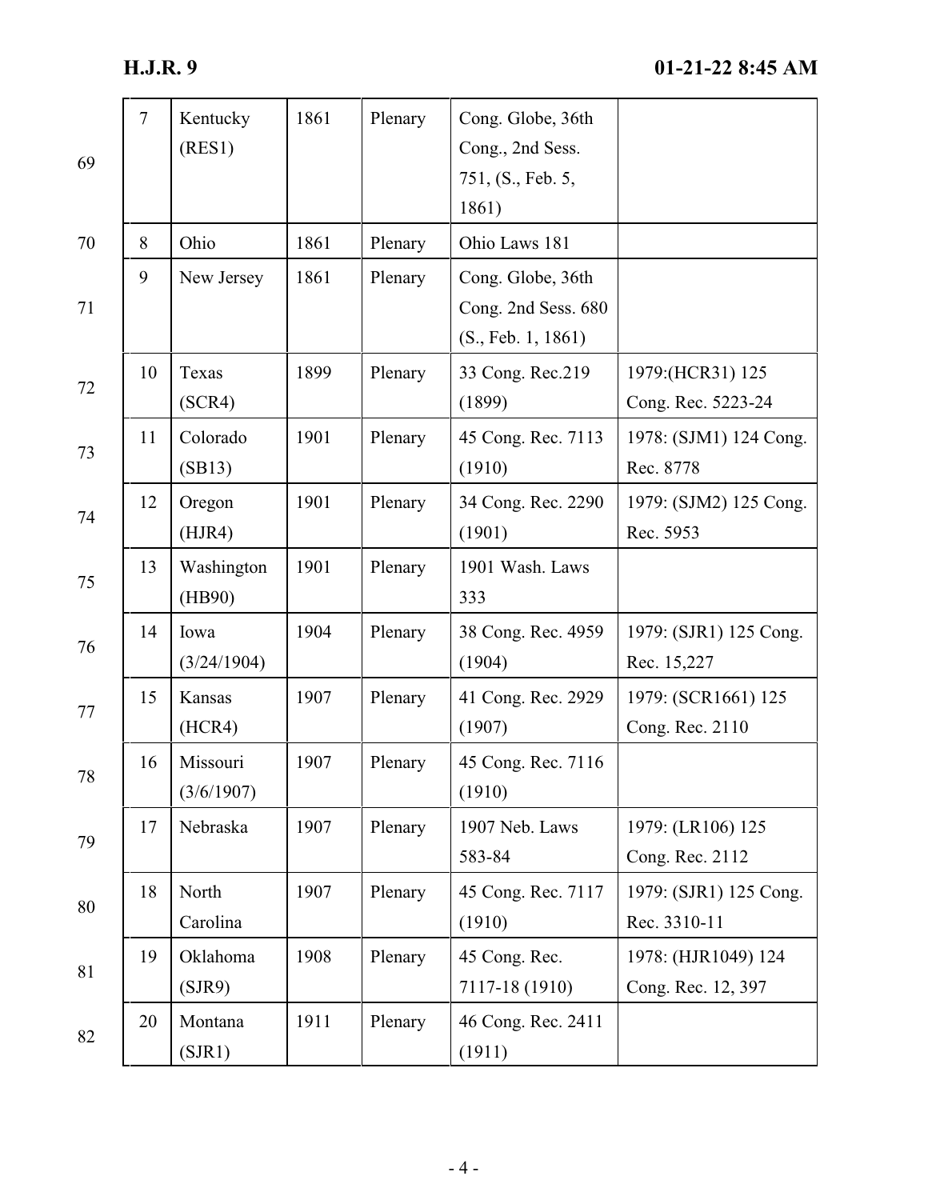| | | | | | |
|---|---|---|---|---|---|
| 7 | Kentucky (RES1) | 1861 | Plenary | Cong. Globe, 36th Cong., 2nd Sess. 751, (S., Feb. 5, 1861) | |
| 8 | Ohio | 1861 | Plenary | Ohio Laws 181 | |
| 9 | New Jersey | 1861 | Plenary | Cong. Globe, 36th Cong. 2nd Sess. 680 (S., Feb. 1, 1861) | |
| 10 | Texas (SCR4) | 1899 | Plenary | 33 Cong. Rec.219 (1899) | 1979:(HCR31) 125 Cong. Rec. 5223-24 |
| 11 | Colorado (SB13) | 1901 | Plenary | 45 Cong. Rec. 7113 (1910) | 1978: (SJM1) 124 Cong. Rec. 8778 |
| 12 | Oregon (HJR4) | 1901 | Plenary | 34 Cong. Rec. 2290 (1901) | 1979: (SJM2) 125 Cong. Rec. 5953 |
| 13 | Washington (HB90) | 1901 | Plenary | 1901 Wash. Laws 333 | |
| 14 | Iowa (3/24/1904) | 1904 | Plenary | 38 Cong. Rec. 4959 (1904) | 1979: (SJR1) 125 Cong. Rec. 15,227 |
| 15 | Kansas (HCR4) | 1907 | Plenary | 41 Cong. Rec. 2929 (1907) | 1979: (SCR1661) 125 Cong. Rec. 2110 |
| 16 | Missouri (3/6/1907) | 1907 | Plenary | 45 Cong. Rec. 7116 (1910) | |
| 17 | Nebraska | 1907 | Plenary | 1907 Neb. Laws 583-84 | 1979: (LR106) 125 Cong. Rec. 2112 |
| 18 | North Carolina | 1907 | Plenary | 45 Cong. Rec. 7117 (1910) | 1979: (SJR1) 125 Cong. Rec. 3310-11 |
| 19 | Oklahoma (SJR9) | 1908 | Plenary | 45 Cong. Rec. 7117-18 (1910) | 1978: (HJR1049) 124 Cong. Rec. 12, 397 |
| 20 | Montana (SJR1) | 1911 | Plenary | 46 Cong. Rec. 2411 (1911) | |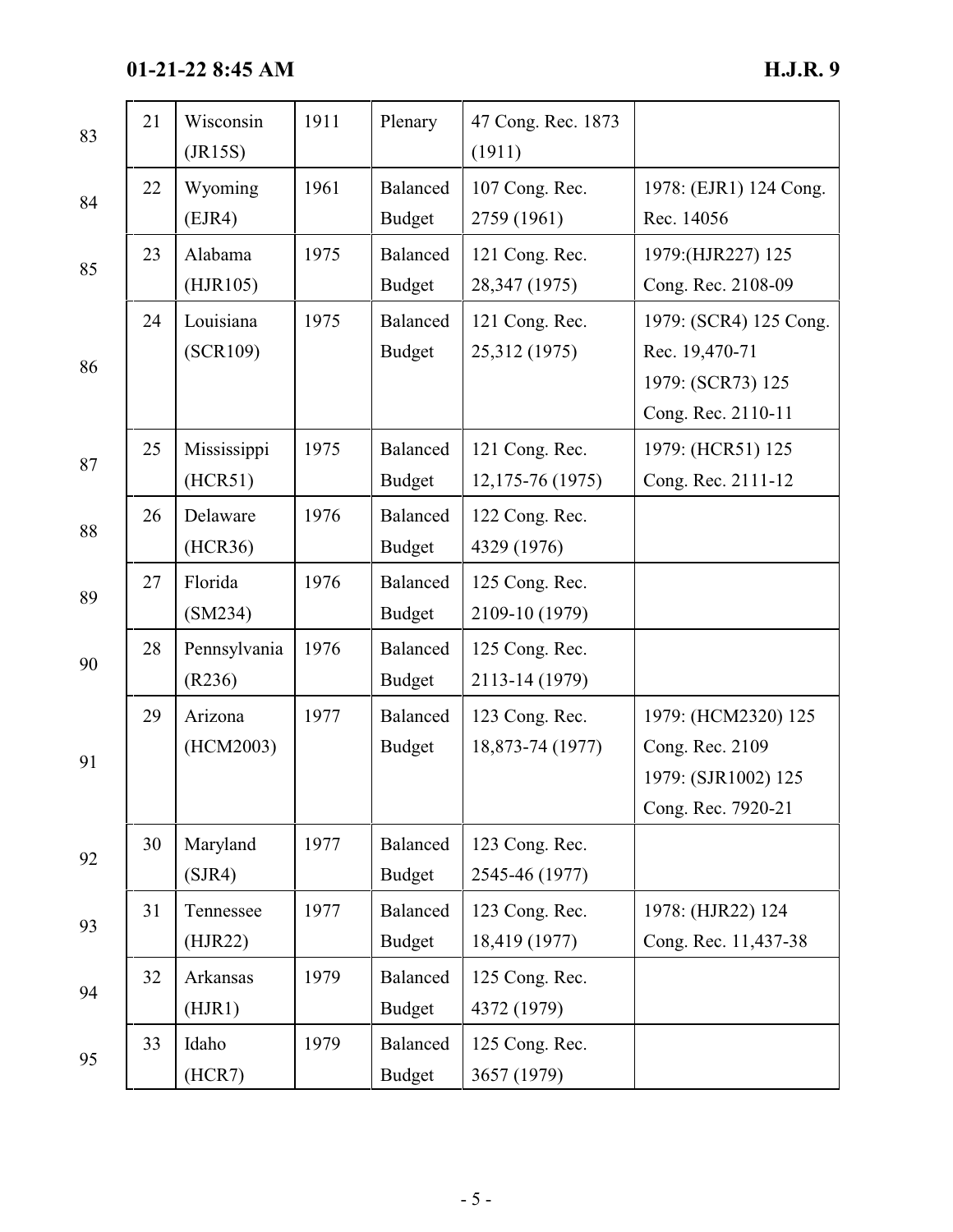| | | | | | |
|---|---|---|---|---|---|
| 21 | Wisconsin (JR15S) | 1911 | Plenary | 47 Cong. Rec. 1873 (1911) | |
| 22 | Wyoming (EJR4) | 1961 | Balanced Budget | 107 Cong. Rec. 2759 (1961) | 1978: (EJR1) 124 Cong. Rec. 14056 |
| 23 | Alabama (HJR105) | 1975 | Balanced Budget | 121 Cong. Rec. 28,347 (1975) | 1979:(HJR227) 125 Cong. Rec. 2108-09 |
| 24 | Louisiana (SCR109) | 1975 | Balanced Budget | 121 Cong. Rec. 25,312 (1975) | 1979: (SCR4) 125 Cong. Rec. 19,470-71<br>1979: (SCR73) 125 Cong. Rec. 2110-11 |
| 25 | Mississippi (HCR51) | 1975 | Balanced Budget | 121 Cong. Rec. 12,175-76 (1975) | 1979: (HCR51) 125 Cong. Rec. 2111-12 |
| 26 | Delaware (HCR36) | 1976 | Balanced Budget | 122 Cong. Rec. 4329 (1976) | |
| 27 | Florida (SM234) | 1976 | Balanced Budget | 125 Cong. Rec. 2109-10 (1979) | |
| 28 | Pennsylvania (R236) | 1976 | Balanced Budget | 125 Cong. Rec. 2113-14 (1979) | |
| 29 | Arizona (HCM2003) | 1977 | Balanced Budget | 123 Cong. Rec. 18,873-74 (1977) | 1979: (HCM2320) 125 Cong. Rec. 2109<br>1979: (SJR1002) 125 Cong. Rec. 7920-21 |
| 30 | Maryland (SJR4) | 1977 | Balanced Budget | 123 Cong. Rec. 2545-46 (1977) | |
| 31 | Tennessee (HJR22) | 1977 | Balanced Budget | 123 Cong. Rec. 18,419 (1977) | 1978: (HJR22) 124 Cong. Rec. 11,437-38 |
| 32 | Arkansas (HJR1) | 1979 | Balanced Budget | 125 Cong. Rec. 4372 (1979) | |
| 33 | Idaho (HCR7) | 1979 | Balanced Budget | 125 Cong. Rec. 3657 (1979) | |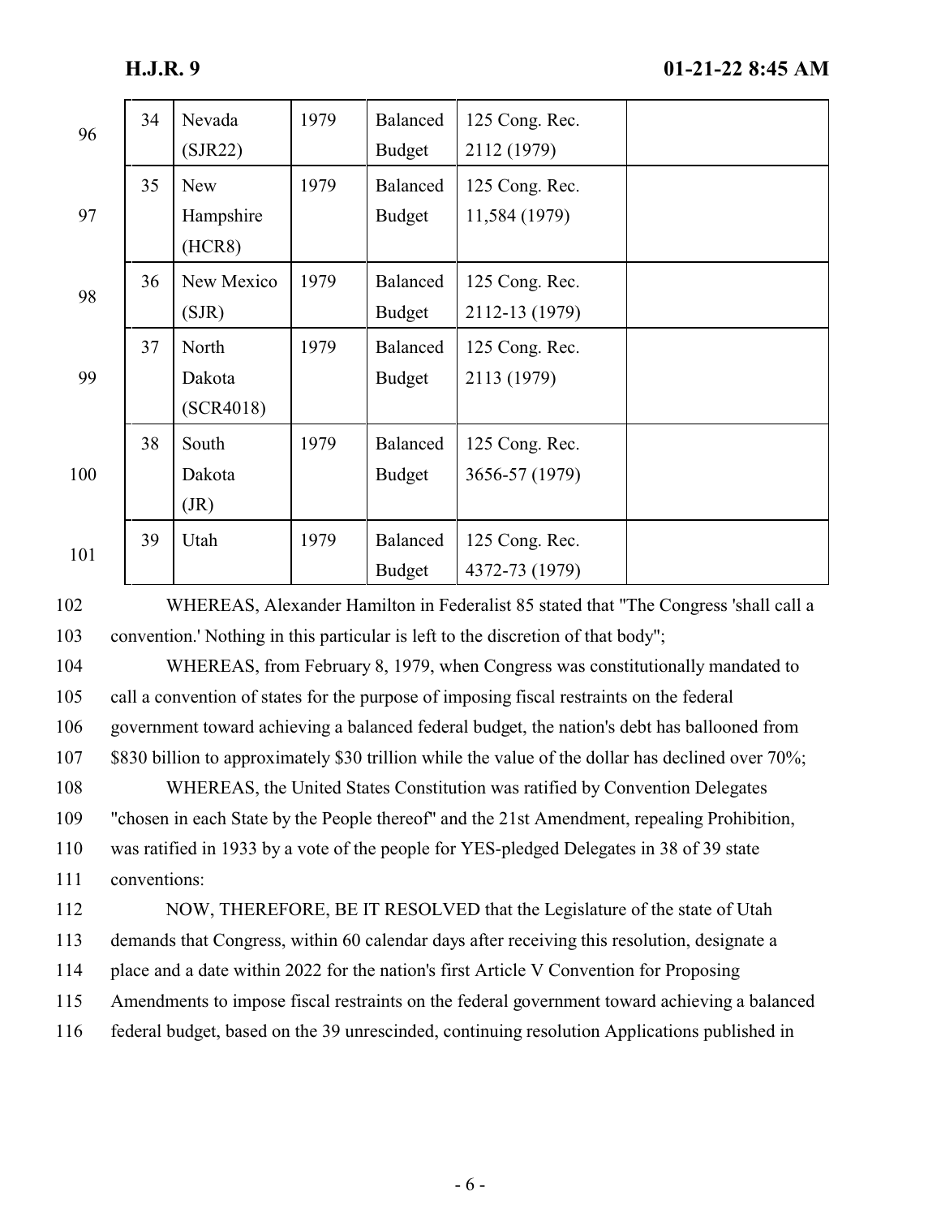| | | | | | |
|---|---|---|---|---|---|
| 34 | Nevada (SJR22) | 1979 | Balanced Budget | 125 Cong. Rec. 2112 (1979) | |
| 35 | New Hampshire (HCR8) | 1979 | Balanced Budget | 125 Cong. Rec. 11,584 (1979) | |
| 36 | New Mexico (SJR) | 1979 | Balanced Budget | 125 Cong. Rec. 2112-13 (1979) | |
| 37 | North Dakota (SCR4018) | 1979 | Balanced Budget | 125 Cong. Rec. 2113 (1979) | |
| 38 | South Dakota (JR) | 1979 | Balanced Budget | 125 Cong. Rec. 3656-57 (1979) | |
| 39 | Utah | 1979 | Balanced Budget | 125 Cong. Rec. 4372-73 (1979) | |

WHEREAS, Alexander Hamilton in Federalist 85 stated that "The Congress 'shall call a convention.' Nothing in this particular is left to the discretion of that body";

WHEREAS, from February 8, 1979, when Congress was constitutionally mandated to call a convention of states for the purpose of imposing fiscal restraints on the federal government toward achieving a balanced federal budget, the nation's debt has ballooned from $830 billion to approximately $30 trillion while the value of the dollar has declined over 70%;

WHEREAS, the United States Constitution was ratified by Convention Delegates "chosen in each State by the People thereof" and the 21st Amendment, repealing Prohibition, was ratified in 1933 by a vote of the people for YES-pledged Delegates in 38 of 39 state conventions:

NOW, THEREFORE, BE IT RESOLVED that the Legislature of the state of Utah demands that Congress, within 60 calendar days after receiving this resolution, designate a place and a date within 2022 for the nation's first Article V Convention for Proposing Amendments to impose fiscal restraints on the federal government toward achieving a balanced federal budget, based on the 39 unrescinded, continuing resolution Applications published in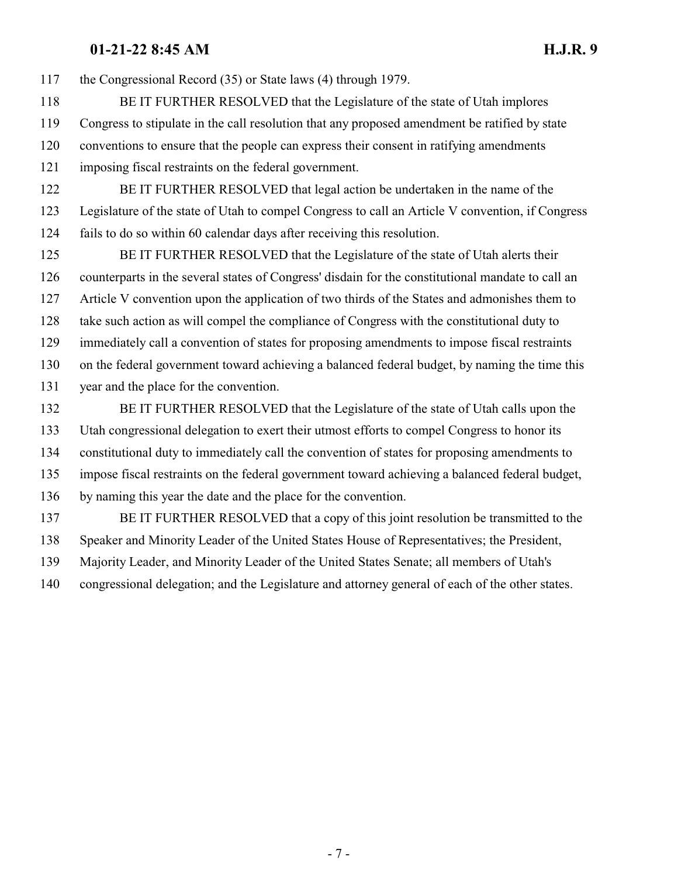the Congressional Record (35) or State laws (4) through 1979.

BE IT FURTHER RESOLVED that the Legislature of the state of Utah implores Congress to stipulate in the call resolution that any proposed amendment be ratified by state conventions to ensure that the people can express their consent in ratifying amendments imposing fiscal restraints on the federal government.

BE IT FURTHER RESOLVED that legal action be undertaken in the name of the Legislature of the state of Utah to compel Congress to call an Article V convention, if Congress fails to do so within 60 calendar days after receiving this resolution.

BE IT FURTHER RESOLVED that the Legislature of the state of Utah alerts their counterparts in the several states of Congress' disdain for the constitutional mandate to call an Article V convention upon the application of two thirds of the States and admonishes them to take such action as will compel the compliance of Congress with the constitutional duty to immediately call a convention of states for proposing amendments to impose fiscal restraints on the federal government toward achieving a balanced federal budget, by naming the time this year and the place for the convention.

BE IT FURTHER RESOLVED that the Legislature of the state of Utah calls upon the Utah congressional delegation to exert their utmost efforts to compel Congress to honor its constitutional duty to immediately call the convention of states for proposing amendments to impose fiscal restraints on the federal government toward achieving a balanced federal budget, by naming this year the date and the place for the convention.

BE IT FURTHER RESOLVED that a copy of this joint resolution be transmitted to the Speaker and Minority Leader of the United States House of Representatives; the President, Majority Leader, and Minority Leader of the United States Senate; all members of Utah's congressional delegation; and the Legislature and attorney general of each of the other states.